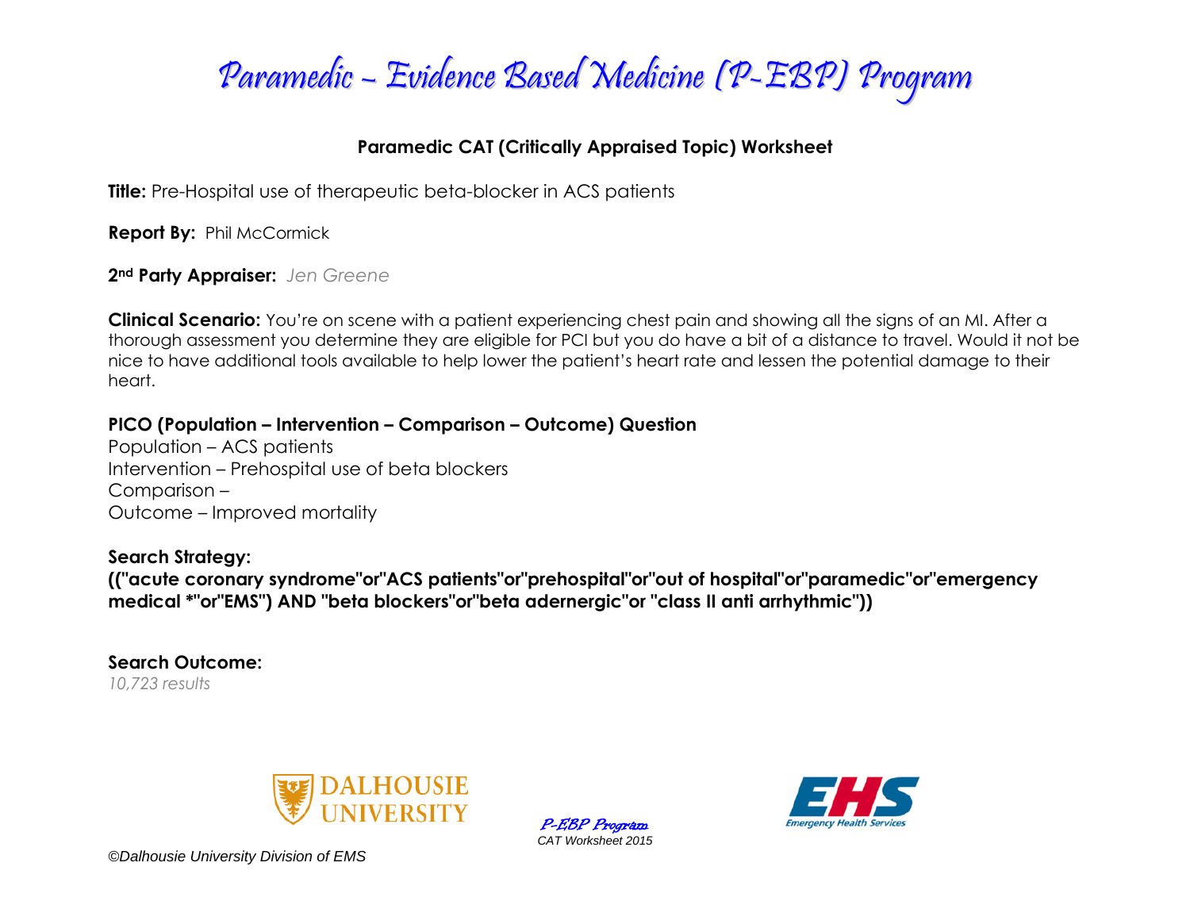# Paramedic – Evidence Based Medicine (P-EBP) Program

## Paramedic CAT (Critically Appraised Topic) Worksheet

**Title:** Pre-Hospital use of therapeutic beta-blocker in ACS patients

**Report By:** Phil McCormick

**2nd Party Appraiser:** *Jen Greene*

**Clinical Scenario:** You're on scene with a patient experiencing chest pain and showing all the signs of an MI. After a thorough assessment you determine they are eligible for PCI but you do have a bit of a distance to travel. Would it not be nice to have additional tools available to help lower the patient's heart rate and lessen the potential damage to their heart.

**PICO (Population – Intervention – Comparison – Outcome) Question**

Population – ACS patients
Intervention – Prehospital use of beta blockers
Comparison –
Outcome – Improved mortality

**Search Strategy:**

**(("acute coronary syndrome"or"ACS patients"or"prehospital"or"out of hospital"or"paramedic"or"emergency medical *"or"EMS") AND "beta blockers"or"beta adernergic"or "class II anti arrhythmic"))**

**Search Outcome:**

*10,723 results*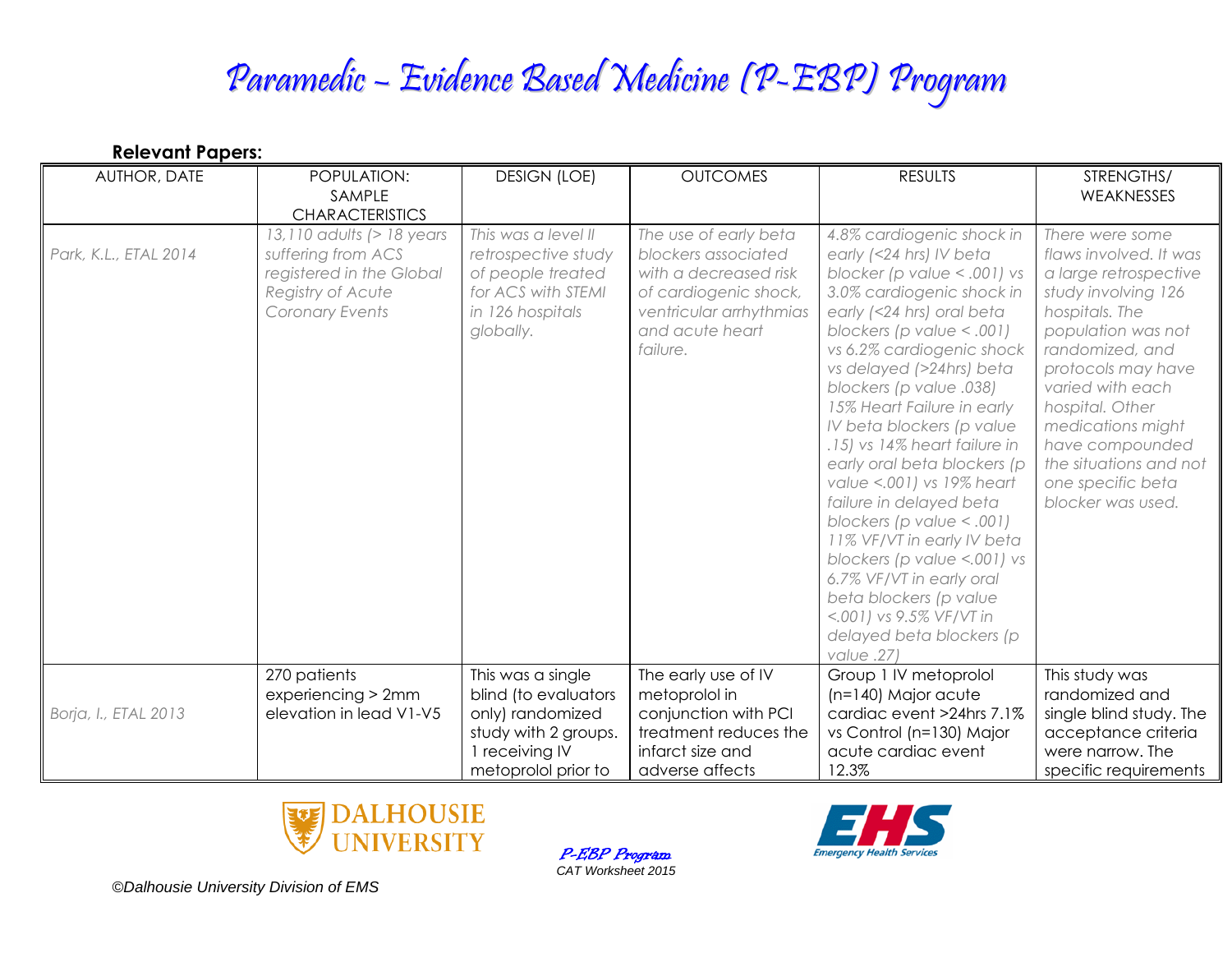# Paramedic – Evidence Based Medicine (P-EBP) Program

**Relevant Papers:**

| AUTHOR, DATE | POPULATION: SAMPLE CHARACTERISTICS | DESIGN (LOE) | OUTCOMES | RESULTS | STRENGTHS/ WEAKNESSES |
|---|---|---|---|---|---|
| *Park, K.L., ETAL 2014* | *13,110 adults (> 18 years suffering from ACS registered in the Global Registry of Acute Coronary Events* | *This was a level II retrospective study of people treated for ACS with STEMI in 126 hospitals globally.* | *The use of early beta blockers associated with a decreased risk of cardiogenic shock, ventricular arrhythmias and acute heart failure.* | *4.8% cardiogenic shock in early (<24 hrs) IV beta blocker (p value < .001) vs 3.0% cardiogenic shock in early (<24 hrs) oral beta blockers (p value < .001) vs 6.2% cardiogenic shock vs delayed (>24hrs) beta blockers (p value .038) 15% Heart Failure in early IV beta blockers (p value .15) vs 14% heart failure in early oral beta blockers (p value <.001) vs 19% heart failure in delayed beta blockers (p value < .001) 11% VF/VT in early IV beta blockers (p value <.001) vs 6.7% VF/VT in early oral beta blockers (p value <.001) vs 9.5% VF/VT in delayed beta blockers (p value .27)* | *There were some flaws involved. It was a large retrospective study involving 126 hospitals. The population was not randomized, and protocols may have varied with each hospital. Other medications might have compounded the situations and not one specific beta blocker was used.* |
| *Borja, I., ETAL 2013* | 270 patients experiencing > 2mm elevation in lead V1-V5 | This was a single blind (to evaluators only) randomized study with 2 groups. 1 receiving IV metoprolol prior to | The early use of IV metoprolol in conjunction with PCI treatment reduces the infarct size and adverse affects | Group 1 IV metoprolol (n=140) Major acute cardiac event >24hrs 7.1% vs Control (n=130) Major acute cardiac event 12.3% | This study was randomized and single blind study. The acceptance criteria were narrow. The specific requirements |

P-EBP Program
CAT Worksheet 2015

©Dalhousie University Division of EMS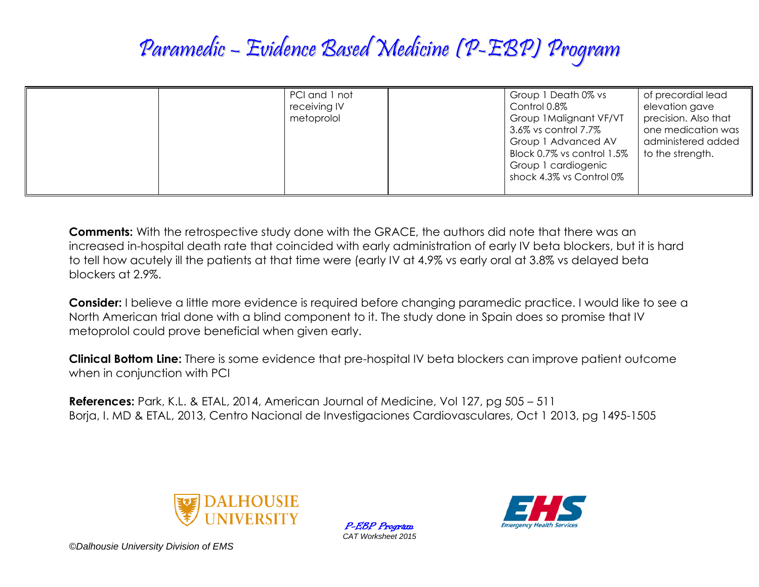| | | | | | |
|---|---|---|---|---|---|
| | | PCI and 1 not receiving IV metoprolol | | Group 1 Death 0% vs Control 0.8%<br>Group 1Malignant VF/VT 3.6% vs control 7.7%<br>Group 1 Advanced AV Block 0.7% vs control 1.5%<br>Group 1 cardiogenic shock 4.3% vs Control 0% | of precordial lead elevation gave precision. Also that one medication was administered added to the strength. |

**Comments:** With the retrospective study done with the GRACE, the authors did note that there was an increased in-hospital death rate that coincided with early administration of early IV beta blockers, but it is hard to tell how acutely ill the patients at that time were (early IV at 4.9% vs early oral at 3.8% vs delayed beta blockers at 2.9%.

**Consider:** I believe a little more evidence is required before changing paramedic practice. I would like to see a North American trial done with a blind component to it. The study done in Spain does so promise that IV metoprolol could prove beneficial when given early.

**Clinical Bottom Line:** There is some evidence that pre-hospital IV beta blockers can improve patient outcome when in conjunction with PCI

**References:** Park, K.L. & ETAL, 2014, American Journal of Medicine, Vol 127, pg 505 – 511
Borja, I. MD & ETAL, 2013, Centro Nacional de Investigaciones Cardiovasculares, Oct 1 2013, pg 1495-1505